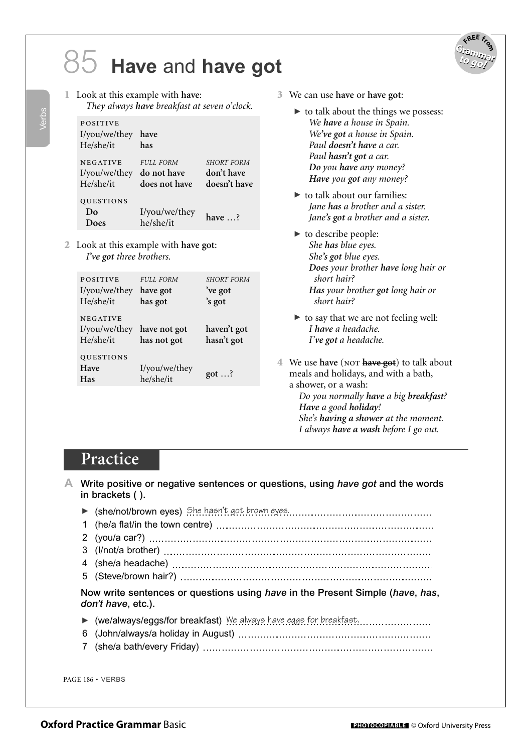# 85 **Have** and **have got**

**1** Look at this example with **have**:
*They always **have** breakfast at seven o'clock.*

| POSITIVE | | |
|---|---|---|
| I/you/we/they | **have** | |
| He/she/it | **has** | |
| NEGATIVE | *FULL FORM* | *SHORT FORM* |
| I/you/we/they | **do not have** | **don't have** |
| He/she/it | **does not have** | **doesn't have** |
| QUESTIONS | | |
| **Do** | I/you/we/they | **have** …? |
| **Does** | he/she/it | |

**2** Look at this example with **have got**:
*I've got three brothers.*

| POSITIVE | *FULL FORM* | *SHORT FORM* |
|---|---|---|
| I/you/we/they | **have got** | **'ve got** |
| He/she/it | **has got** | **'s got** |
| NEGATIVE | | |
| I/you/we/they | **have not got** | **haven't got** |
| He/she/it | **has not got** | **hasn't got** |
| QUESTIONS | | |
| **Have** | I/you/we/they | **got** …? |
| **Has** | he/she/it | |

**3** We can use **have** or **have got**:

- to talk about the things we possess:
  *We **have** a house in Spain.*
  *We**'ve got** a house in Spain.*
  *Paul **doesn't have** a car.*
  *Paul **hasn't got** a car.*
  ***Do** you **have** any money?*
  ***Have** you **got** any money?*
- to talk about our families:
  *Jane **has** a brother and a sister.*
  *Jane**'s got** a brother and a sister.*
- to describe people:
  *She **has** blue eyes.*
  *She**'s got** blue eyes.*
  ***Does** your brother **have** long hair or short hair?*
  ***Has** your brother **got** long hair or short hair?*
- to say that we are not feeling well:
  *I **have** a headache.*
  *I**'ve got** a headache.*

**4** We use **have** (NOT ~~**have got**~~) to talk about meals and holidays, and with a bath, a shower, or a wash:
*Do you normally **have** a big **breakfast**?*
***Have** a good **holiday**!*
*She's **having a shower** at the moment.*
*I always **have a wash** before I go out.*

## Practice

**A** **Write positive or negative sentences or questions, using *have got* and the words in brackets ( ).**

- ► (she/not/brown eyes) *She hasn't got brown eyes.*
- 1 (he/a flat/in the town centre) ……………………
- 2 (you/a car?) ……………………
- 3 (I/not/a brother) ……………………
- 4 (she/a headache) ……………………
- 5 (Steve/brown hair?) ……………………

**Now write sentences or questions using *have* in the Present Simple (*have*, *has*, *don't have*, etc.).**

- ► (we/always/eggs/for breakfast) *We always have eggs for breakfast.*
- 6 (John/always/a holiday in August) ……………………
- 7 (she/a bath/every Friday) ……………………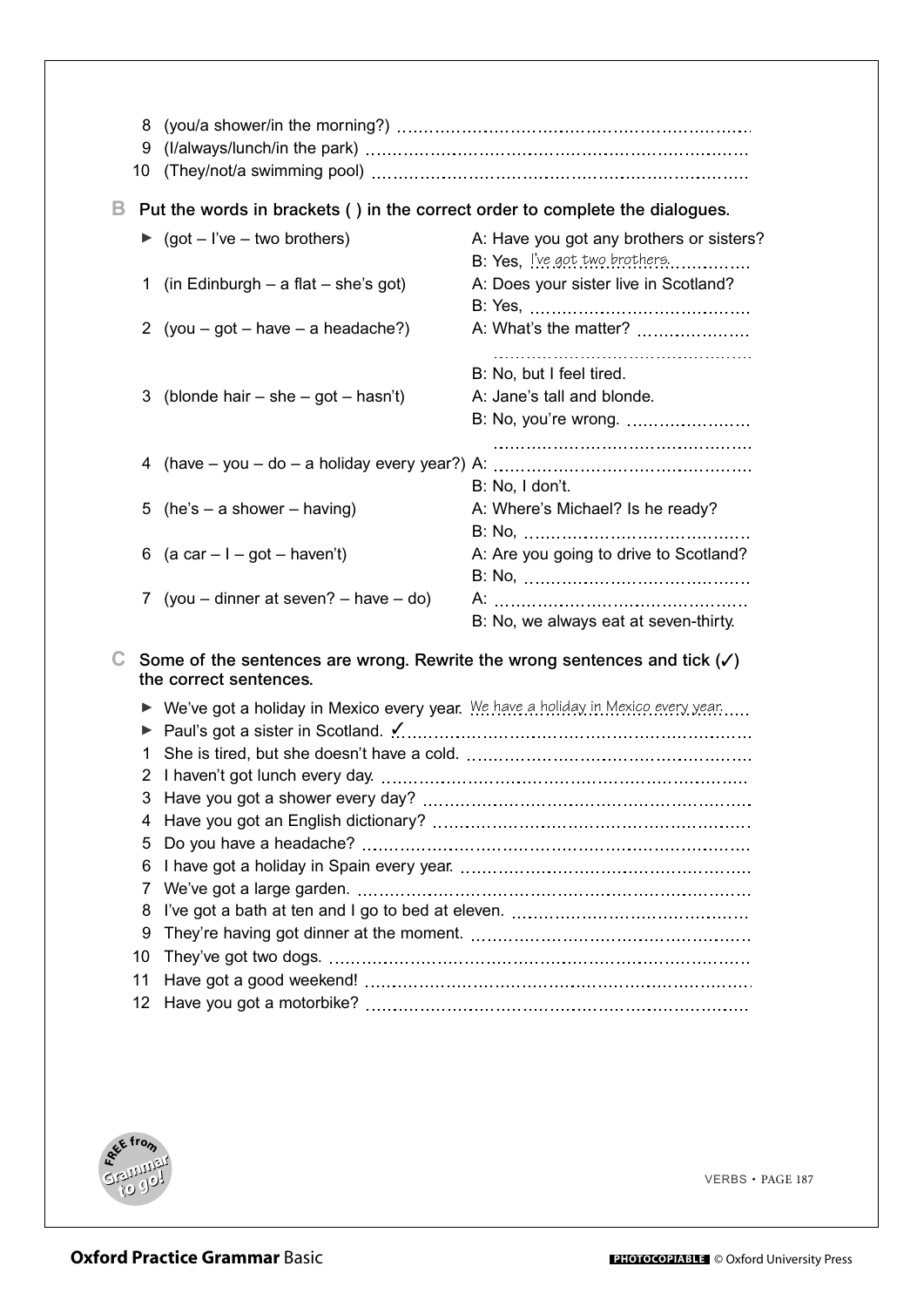8 (you/a shower/in the morning?) ..............................................................

9 (I/always/lunch/in the park) ..............................................................

10 (They/not/a swimming pool) ..............................................................

**B Put the words in brackets ( ) in the correct order to complete the dialogues.**

► (got – I've – two brothers) A: Have you got any brothers or sisters?
B: Yes, *I've got two brothers.*..............

1 (in Edinburgh – a flat – she's got) A: Does your sister live in Scotland?
B: Yes, ..........................................

2 (you – got – have – a headache?) A: What's the matter? ....................
..............................................
B: No, but I feel tired.

3 (blonde hair – she – got – hasn't) A: Jane's tall and blonde.
B: No, you're wrong. ........................
..............................................

4 (have – you – do – a holiday every year?) A: ..............................................
B: No, I don't.

5 (he's – a shower – having) A: Where's Michael? Is he ready?
B: No, ..........................................

6 (a car – I – got – haven't) A: Are you going to drive to Scotland?
B: No, ..........................................

7 (you – dinner at seven? – have – do) A: ..............................................
B: No, we always eat at seven-thirty.

**C Some of the sentences are wrong. Rewrite the wrong sentences and tick (✓) the correct sentences.**

► We've got a holiday in Mexico every year. *We have a holiday in Mexico every year.*

► Paul's got a sister in Scotland. ✓

1 She is tired, but she doesn't have a cold. ..............................................

2 I haven't got lunch every day. ..............................................

3 Have you got a shower every day? ..............................................

4 Have you got an English dictionary? ..............................................

5 Do you have a headache? ..............................................

6 I have got a holiday in Spain every year. ..............................................

7 We've got a large garden. ..............................................

8 I've got a bath at ten and I go to bed at eleven. ..............................................

9 They're having got dinner at the moment. ..............................................

10 They've got two dogs. ..............................................

11 Have got a good weekend! ..............................................

12 Have you got a motorbike? ..............................................